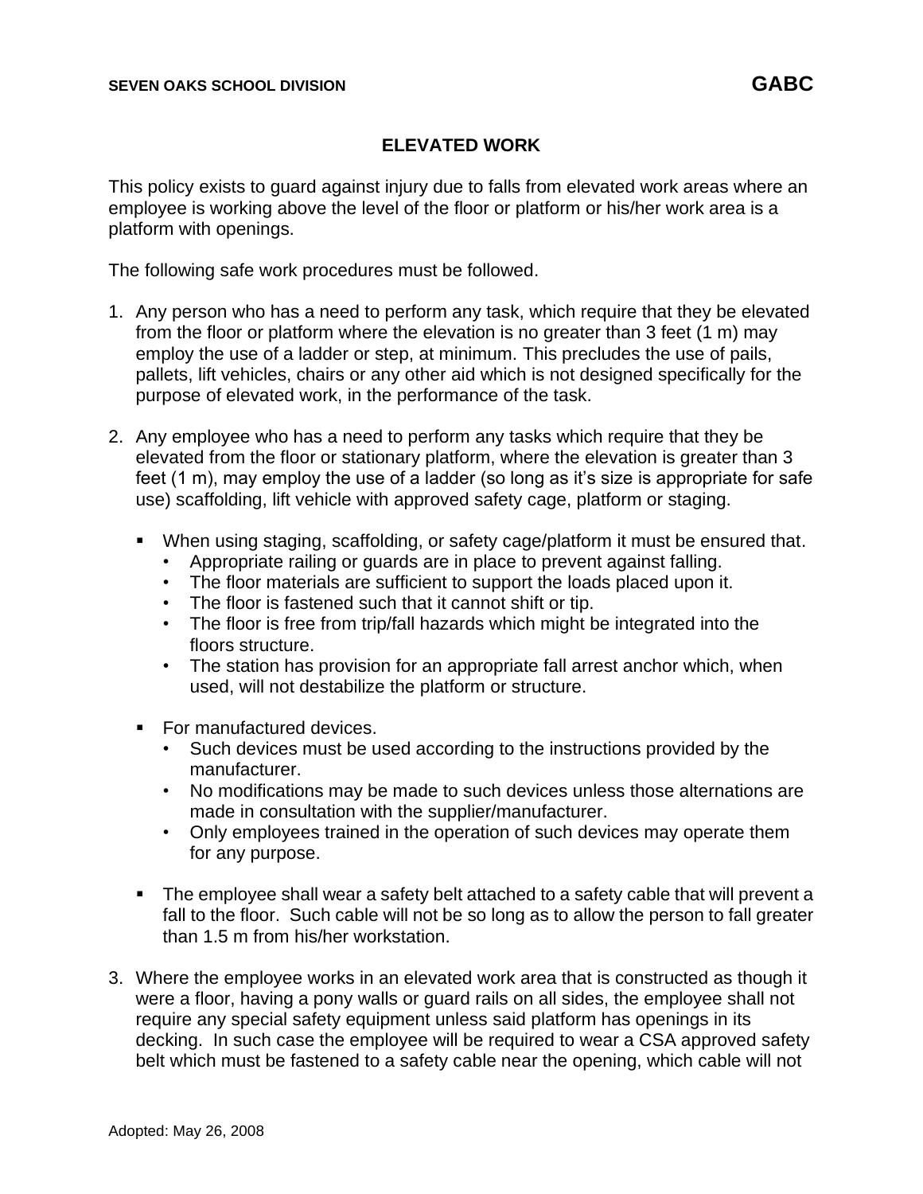**SEVEN OAKS SCHOOL DIVISION** **GABC**

# ELEVATED WORK

This policy exists to guard against injury due to falls from elevated work areas where an employee is working above the level of the floor or platform or his/her work area is a platform with openings.

The following safe work procedures must be followed.

1. Any person who has a need to perform any task, which require that they be elevated from the floor or platform where the elevation is no greater than 3 feet (1 m) may employ the use of a ladder or step, at minimum. This precludes the use of pails, pallets, lift vehicles, chairs or any other aid which is not designed specifically for the purpose of elevated work, in the performance of the task.

2. Any employee who has a need to perform any tasks which require that they be elevated from the floor or stationary platform, where the elevation is greater than 3 feet (1 m), may employ the use of a ladder (so long as it's size is appropriate for safe use) scaffolding, lift vehicle with approved safety cage, platform or staging.

   - When using staging, scaffolding, or safety cage/platform it must be ensured that.
     - Appropriate railing or guards are in place to prevent against falling.
     - The floor materials are sufficient to support the loads placed upon it.
     - The floor is fastened such that it cannot shift or tip.
     - The floor is free from trip/fall hazards which might be integrated into the floors structure.
     - The station has provision for an appropriate fall arrest anchor which, when used, will not destabilize the platform or structure.

   - For manufactured devices.
     - Such devices must be used according to the instructions provided by the manufacturer.
     - No modifications may be made to such devices unless those alternations are made in consultation with the supplier/manufacturer.
     - Only employees trained in the operation of such devices may operate them for any purpose.

   - The employee shall wear a safety belt attached to a safety cable that will prevent a fall to the floor. Such cable will not be so long as to allow the person to fall greater than 1.5 m from his/her workstation.

3. Where the employee works in an elevated work area that is constructed as though it were a floor, having a pony walls or guard rails on all sides, the employee shall not require any special safety equipment unless said platform has openings in its decking. In such case the employee will be required to wear a CSA approved safety belt which must be fastened to a safety cable near the opening, which cable will not

Adopted: May 26, 2008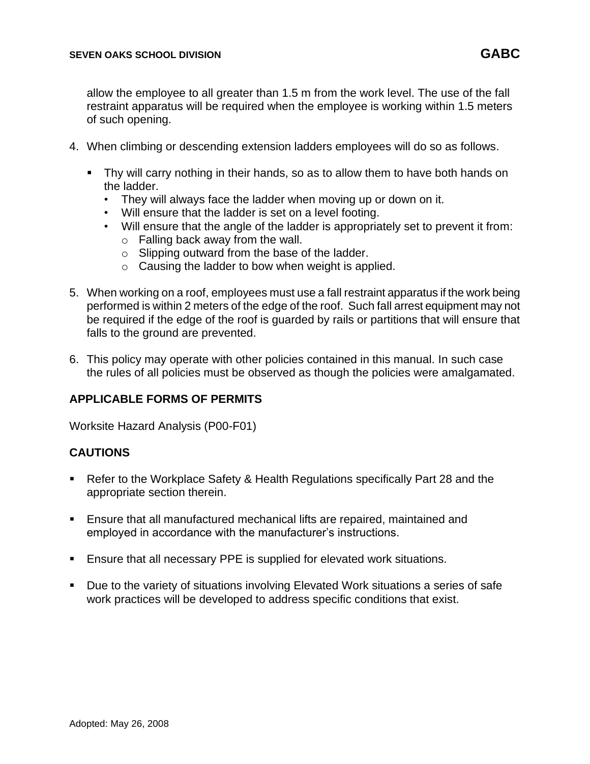allow the employee to all greater than 1.5 m from the work level. The use of the fall restraint apparatus will be required when the employee is working within 1.5 meters of such opening.

4. When climbing or descending extension ladders employees will do so as follows.

   - Thy will carry nothing in their hands, so as to allow them to have both hands on the ladder.
     - They will always face the ladder when moving up or down on it.
     - Will ensure that the ladder is set on a level footing.
     - Will ensure that the angle of the ladder is appropriately set to prevent it from:
       - Falling back away from the wall.
       - Slipping outward from the base of the ladder.
       - Causing the ladder to bow when weight is applied.

5. When working on a roof, employees must use a fall restraint apparatus if the work being performed is within 2 meters of the edge of the roof. Such fall arrest equipment may not be required if the edge of the roof is guarded by rails or partitions that will ensure that falls to the ground are prevented.

6. This policy may operate with other policies contained in this manual. In such case the rules of all policies must be observed as though the policies were amalgamated.

**APPLICABLE FORMS OF PERMITS**

Worksite Hazard Analysis (P00-F01)

**CAUTIONS**

- Refer to the Workplace Safety & Health Regulations specifically Part 28 and the appropriate section therein.

- Ensure that all manufactured mechanical lifts are repaired, maintained and employed in accordance with the manufacturer's instructions.

- Ensure that all necessary PPE is supplied for elevated work situations.

- Due to the variety of situations involving Elevated Work situations a series of safe work practices will be developed to address specific conditions that exist.

Adopted: May 26, 2008